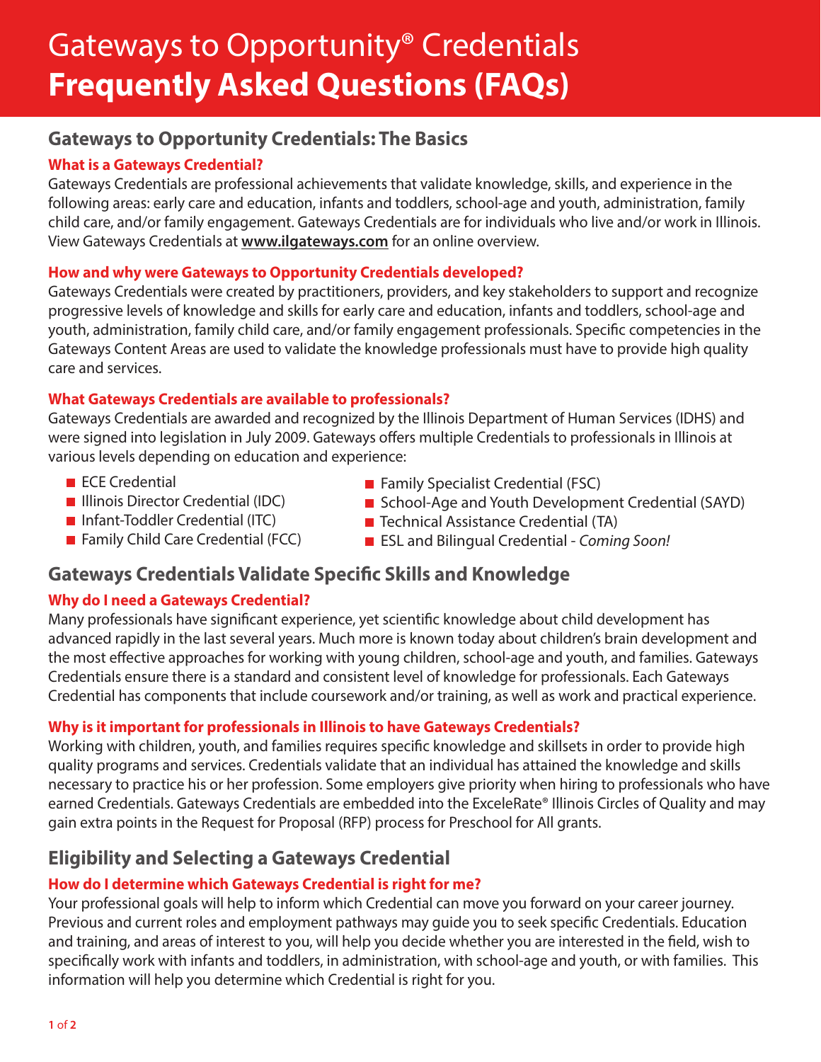# Gateways to Opportunity® Credentials
# **Frequently Asked Questions (FAQs)**

## Gateways to Opportunity Credentials: The Basics

### What is a Gateways Credential?

Gateways Credentials are professional achievements that validate knowledge, skills, and experience in the following areas: early care and education, infants and toddlers, school-age and youth, administration, family child care, and/or family engagement. Gateways Credentials are for individuals who live and/or work in Illinois. View Gateways Credentials at **www.ilgateways.com** for an online overview.

### How and why were Gateways to Opportunity Credentials developed?

Gateways Credentials were created by practitioners, providers, and key stakeholders to support and recognize progressive levels of knowledge and skills for early care and education, infants and toddlers, school-age and youth, administration, family child care, and/or family engagement professionals. Specific competencies in the Gateways Content Areas are used to validate the knowledge professionals must have to provide high quality care and services.

### What Gateways Credentials are available to professionals?

Gateways Credentials are awarded and recognized by the Illinois Department of Human Services (IDHS) and were signed into legislation in July 2009. Gateways offers multiple Credentials to professionals in Illinois at various levels depending on education and experience:

- ECE Credential
- Illinois Director Credential (IDC)
- Infant-Toddler Credential (ITC)
- Family Child Care Credential (FCC)
- Family Specialist Credential (FSC)
- School-Age and Youth Development Credential (SAYD)
- Technical Assistance Credential (TA)
- ESL and Bilingual Credential - *Coming Soon!*

## Gateways Credentials Validate Specific Skills and Knowledge

### Why do I need a Gateways Credential?

Many professionals have significant experience, yet scientific knowledge about child development has advanced rapidly in the last several years. Much more is known today about children's brain development and the most effective approaches for working with young children, school-age and youth, and families. Gateways Credentials ensure there is a standard and consistent level of knowledge for professionals. Each Gateways Credential has components that include coursework and/or training, as well as work and practical experience.

### Why is it important for professionals in Illinois to have Gateways Credentials?

Working with children, youth, and families requires specific knowledge and skillsets in order to provide high quality programs and services. Credentials validate that an individual has attained the knowledge and skills necessary to practice his or her profession. Some employers give priority when hiring to professionals who have earned Credentials. Gateways Credentials are embedded into the ExceleRate® Illinois Circles of Quality and may gain extra points in the Request for Proposal (RFP) process for Preschool for All grants.

## Eligibility and Selecting a Gateways Credential

### How do I determine which Gateways Credential is right for me?

Your professional goals will help to inform which Credential can move you forward on your career journey. Previous and current roles and employment pathways may guide you to seek specific Credentials. Education and training, and areas of interest to you, will help you decide whether you are interested in the field, wish to specifically work with infants and toddlers, in administration, with school-age and youth, or with families. This information will help you determine which Credential is right for you.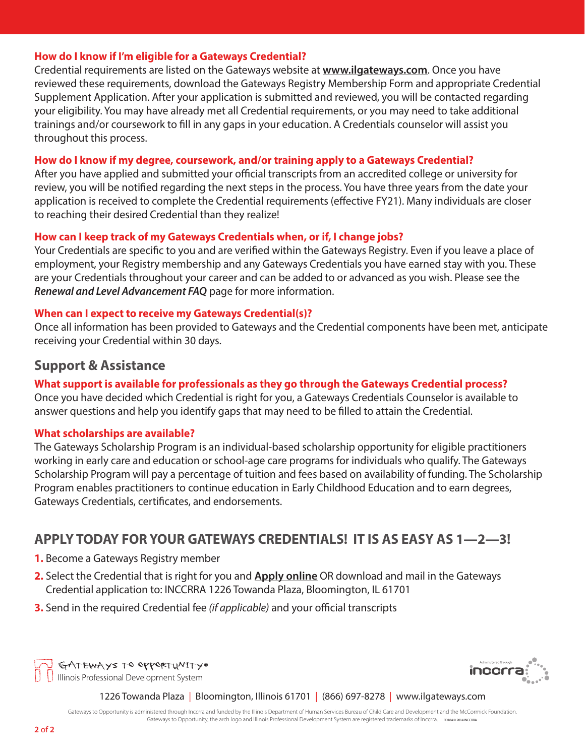### How do I know if I'm eligible for a Gateways Credential?

Credential requirements are listed on the Gateways website at **www.ilgateways.com**. Once you have reviewed these requirements, download the Gateways Registry Membership Form and appropriate Credential Supplement Application. After your application is submitted and reviewed, you will be contacted regarding your eligibility. You may have already met all Credential requirements, or you may need to take additional trainings and/or coursework to fill in any gaps in your education. A Credentials counselor will assist you throughout this process.

### How do I know if my degree, coursework, and/or training apply to a Gateways Credential?

After you have applied and submitted your official transcripts from an accredited college or university for review, you will be notified regarding the next steps in the process. You have three years from the date your application is received to complete the Credential requirements (effective FY21). Many individuals are closer to reaching their desired Credential than they realize!

### How can I keep track of my Gateways Credentials when, or if, I change jobs?

Your Credentials are specific to you and are verified within the Gateways Registry. Even if you leave a place of employment, your Registry membership and any Gateways Credentials you have earned stay with you. These are your Credentials throughout your career and can be added to or advanced as you wish. Please see the ***Renewal and Level Advancement FAQ*** page for more information.

### When can I expect to receive my Gateways Credential(s)?

Once all information has been provided to Gateways and the Credential components have been met, anticipate receiving your Credential within 30 days.

## Support & Assistance

### What support is available for professionals as they go through the Gateways Credential process?

Once you have decided which Credential is right for you, a Gateways Credentials Counselor is available to answer questions and help you identify gaps that may need to be filled to attain the Credential.

### What scholarships are available?

The Gateways Scholarship Program is an individual-based scholarship opportunity for eligible practitioners working in early care and education or school-age care programs for individuals who qualify. The Gateways Scholarship Program will pay a percentage of tuition and fees based on availability of funding. The Scholarship Program enables practitioners to continue education in Early Childhood Education and to earn degrees, Gateways Credentials, certificates, and endorsements.

## APPLY TODAY FOR YOUR GATEWAYS CREDENTIALS! IT IS AS EASY AS 1—2—3!

1. Become a Gateways Registry member
2. Select the Credential that is right for you and **Apply online** OR download and mail in the Gateways Credential application to: INCCRRA 1226 Towanda Plaza, Bloomington, IL 61701
3. Send in the required Credential fee *(if applicable)* and your official transcripts

Gateways to Opportunity®
Illinois Professional Development System

Administered through inccrra

1226 Towanda Plaza | Bloomington, Illinois 61701 | (866) 697-8278 | www.ilgateways.com

Gateways to Opportunity is administered through Inccrra and funded by the Illinois Department of Human Services Bureau of Child Care and Development and the McCormick Foundation.
Gateways to Opportunity, the arch logo and Illinois Professional Development System are registered trademarks of Inccrra. PD184 © 2014 INCCRRA